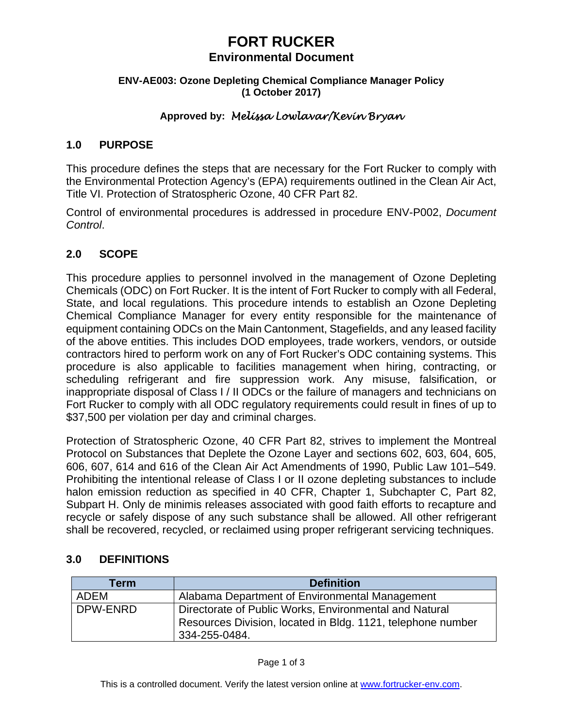# FORT RUCKER

## Environmental Document

**ENV-AE003: Ozone Depleting Chemical Compliance Manager Policy**
**(1 October 2017)**

**Approved by:** *Melissa Lowlavar/Kevin Bryan*

## 1.0 PURPOSE

This procedure defines the steps that are necessary for the Fort Rucker to comply with the Environmental Protection Agency's (EPA) requirements outlined in the Clean Air Act, Title VI. Protection of Stratospheric Ozone, 40 CFR Part 82.

Control of environmental procedures is addressed in procedure ENV-P002, *Document Control*.

## 2.0 SCOPE

This procedure applies to personnel involved in the management of Ozone Depleting Chemicals (ODC) on Fort Rucker. It is the intent of Fort Rucker to comply with all Federal, State, and local regulations. This procedure intends to establish an Ozone Depleting Chemical Compliance Manager for every entity responsible for the maintenance of equipment containing ODCs on the Main Cantonment, Stagefields, and any leased facility of the above entities. This includes DOD employees, trade workers, vendors, or outside contractors hired to perform work on any of Fort Rucker's ODC containing systems. This procedure is also applicable to facilities management when hiring, contracting, or scheduling refrigerant and fire suppression work. Any misuse, falsification, or inappropriate disposal of Class I / II ODCs or the failure of managers and technicians on Fort Rucker to comply with all ODC regulatory requirements could result in fines of up to $37,500 per violation per day and criminal charges.

Protection of Stratospheric Ozone, 40 CFR Part 82, strives to implement the Montreal Protocol on Substances that Deplete the Ozone Layer and sections 602, 603, 604, 605, 606, 607, 614 and 616 of the Clean Air Act Amendments of 1990, Public Law 101–549. Prohibiting the intentional release of Class I or II ozone depleting substances to include halon emission reduction as specified in 40 CFR, Chapter 1, Subchapter C, Part 82, Subpart H. Only de minimis releases associated with good faith efforts to recapture and recycle or safely dispose of any such substance shall be allowed. All other refrigerant shall be recovered, recycled, or reclaimed using proper refrigerant servicing techniques.

## 3.0 DEFINITIONS

| Term | Definition |
| --- | --- |
| ADEM | Alabama Department of Environmental Management |
| DPW-ENRD | Directorate of Public Works, Environmental and Natural Resources Division, located in Bldg. 1121, telephone number 334-255-0484. |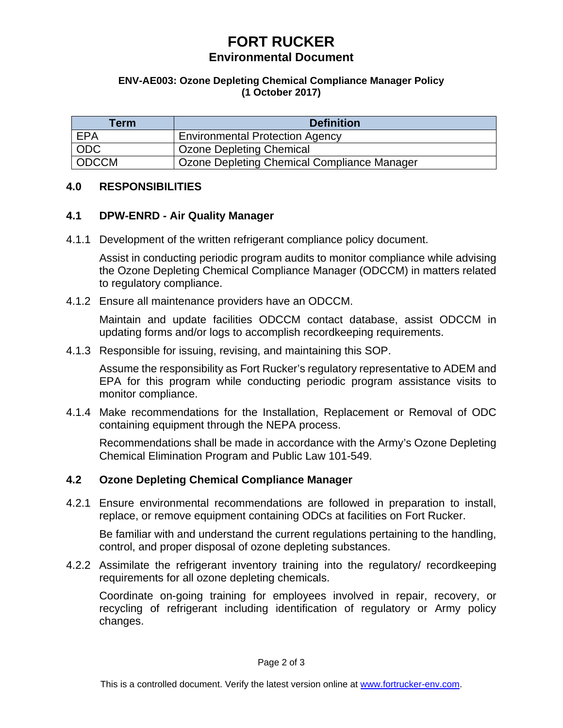# FORT RUCKER

## Environmental Document

**ENV-AE003: Ozone Depleting Chemical Compliance Manager Policy (1 October 2017)**

| Term | Definition |
|---|---|
| EPA | Environmental Protection Agency |
| ODC | Ozone Depleting Chemical |
| ODCCM | Ozone Depleting Chemical Compliance Manager |

## 4.0 RESPONSIBILITIES

### 4.1 DPW-ENRD - Air Quality Manager

4.1.1 Development of the written refrigerant compliance policy document.

Assist in conducting periodic program audits to monitor compliance while advising the Ozone Depleting Chemical Compliance Manager (ODCCM) in matters related to regulatory compliance.

4.1.2 Ensure all maintenance providers have an ODCCM.

Maintain and update facilities ODCCM contact database, assist ODCCM in updating forms and/or logs to accomplish recordkeeping requirements.

4.1.3 Responsible for issuing, revising, and maintaining this SOP.

Assume the responsibility as Fort Rucker's regulatory representative to ADEM and EPA for this program while conducting periodic program assistance visits to monitor compliance.

4.1.4 Make recommendations for the Installation, Replacement or Removal of ODC containing equipment through the NEPA process.

Recommendations shall be made in accordance with the Army's Ozone Depleting Chemical Elimination Program and Public Law 101-549.

### 4.2 Ozone Depleting Chemical Compliance Manager

4.2.1 Ensure environmental recommendations are followed in preparation to install, replace, or remove equipment containing ODCs at facilities on Fort Rucker.

Be familiar with and understand the current regulations pertaining to the handling, control, and proper disposal of ozone depleting substances.

4.2.2 Assimilate the refrigerant inventory training into the regulatory/ recordkeeping requirements for all ozone depleting chemicals.

Coordinate on-going training for employees involved in repair, recovery, or recycling of refrigerant including identification of regulatory or Army policy changes.

This is a controlled document. Verify the latest version online at www.fortrucker-env.com.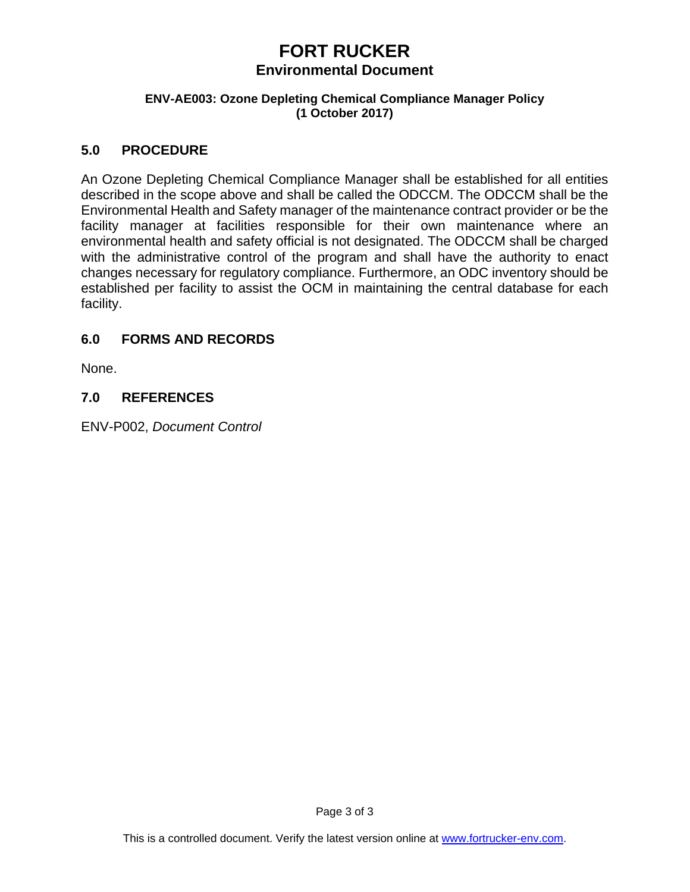## 5.0 PROCEDURE

An Ozone Depleting Chemical Compliance Manager shall be established for all entities described in the scope above and shall be called the ODCCM. The ODCCM shall be the Environmental Health and Safety manager of the maintenance contract provider or be the facility manager at facilities responsible for their own maintenance where an environmental health and safety official is not designated. The ODCCM shall be charged with the administrative control of the program and shall have the authority to enact changes necessary for regulatory compliance. Furthermore, an ODC inventory should be established per facility to assist the OCM in maintaining the central database for each facility.

## 6.0 FORMS AND RECORDS

None.

## 7.0 REFERENCES

ENV-P002, *Document Control*